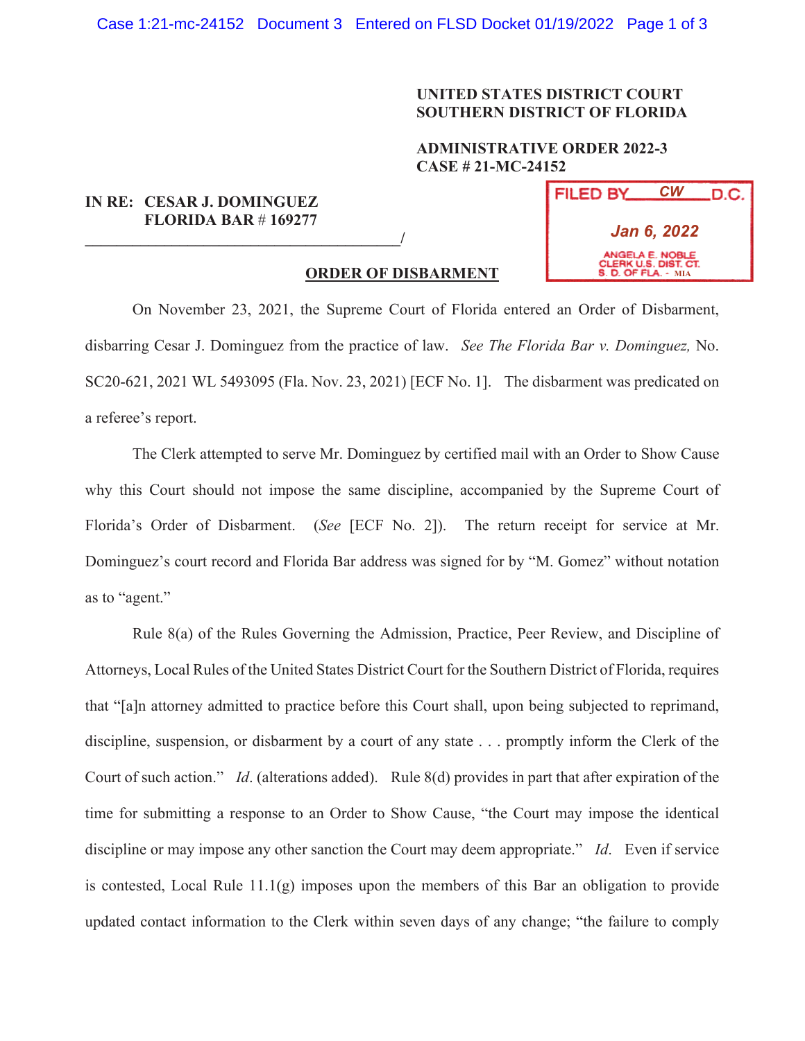**UNITED STATES DISTRICT COURT**
**SOUTHERN DISTRICT OF FLORIDA**

**ADMINISTRATIVE ORDER 2022-3**
**CASE # 21-MC-24152**

FILED BY CW D.C.

Jan 6, 2022

ANGELA E. NOBLE
CLERK U.S. DIST. CT.
S. D. OF FLA. - MIA

**IN RE: CESAR J. DOMINGUEZ**
**FLORIDA BAR # 169277**
**_______________________________________/**

**ORDER OF DISBARMENT**

On November 23, 2021, the Supreme Court of Florida entered an Order of Disbarment, disbarring Cesar J. Dominguez from the practice of law. *See The Florida Bar v. Dominguez,* No. SC20-621, 2021 WL 5493095 (Fla. Nov. 23, 2021) [ECF No. 1]. The disbarment was predicated on a referee's report.

The Clerk attempted to serve Mr. Dominguez by certified mail with an Order to Show Cause why this Court should not impose the same discipline, accompanied by the Supreme Court of Florida's Order of Disbarment. (*See* [ECF No. 2]). The return receipt for service at Mr. Dominguez's court record and Florida Bar address was signed for by "M. Gomez" without notation as to "agent."

Rule 8(a) of the Rules Governing the Admission, Practice, Peer Review, and Discipline of Attorneys, Local Rules of the United States District Court for the Southern District of Florida, requires that "[a]n attorney admitted to practice before this Court shall, upon being subjected to reprimand, discipline, suspension, or disbarment by a court of any state . . . promptly inform the Clerk of the Court of such action." *Id*. (alterations added). Rule 8(d) provides in part that after expiration of the time for submitting a response to an Order to Show Cause, "the Court may impose the identical discipline or may impose any other sanction the Court may deem appropriate." *Id*. Even if service is contested, Local Rule 11.1(g) imposes upon the members of this Bar an obligation to provide updated contact information to the Clerk within seven days of any change; "the failure to comply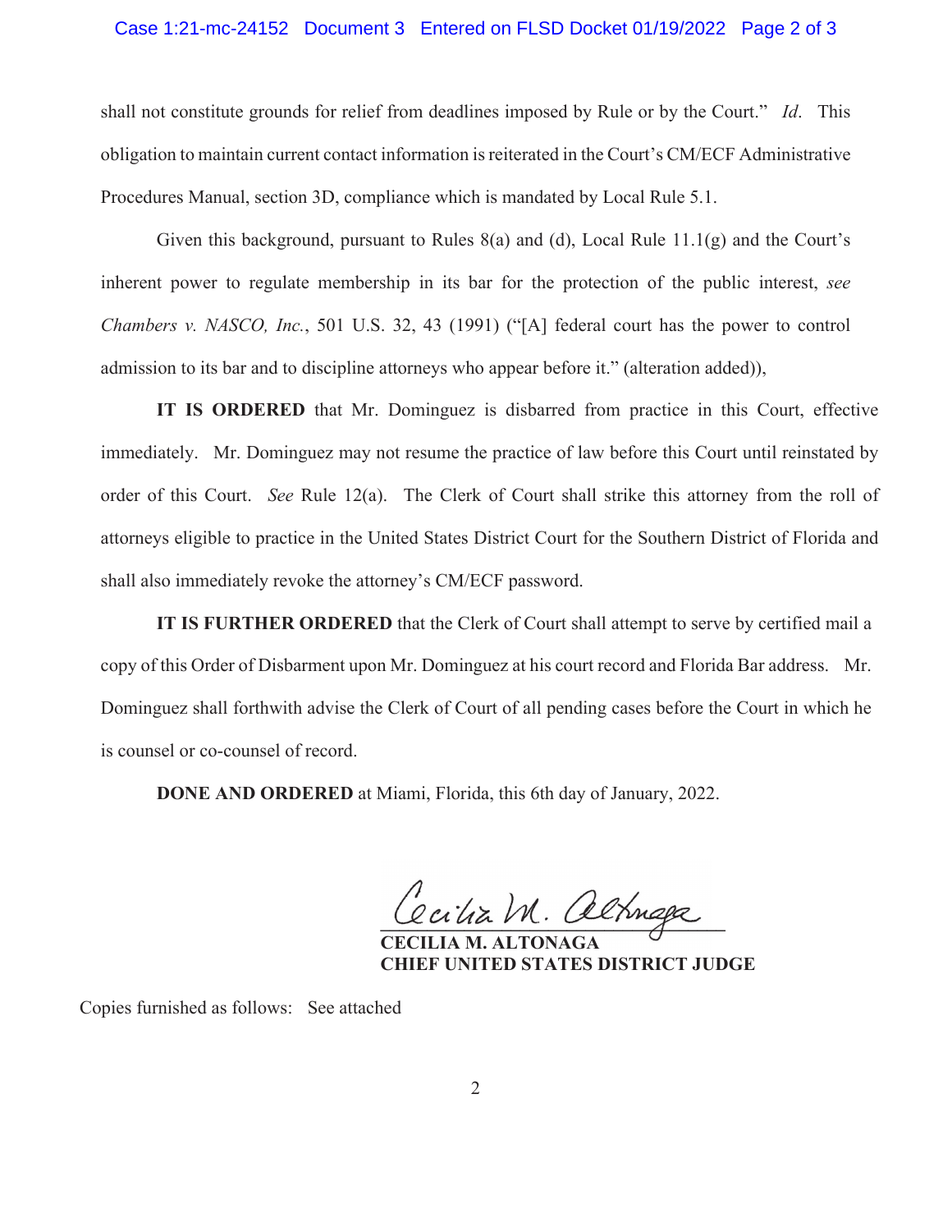shall not constitute grounds for relief from deadlines imposed by Rule or by the Court." *Id*. This obligation to maintain current contact information is reiterated in the Court's CM/ECF Administrative Procedures Manual, section 3D, compliance which is mandated by Local Rule 5.1.

Given this background, pursuant to Rules 8(a) and (d), Local Rule 11.1(g) and the Court's inherent power to regulate membership in its bar for the protection of the public interest, *see Chambers v. NASCO, Inc.*, 501 U.S. 32, 43 (1991) ("[A] federal court has the power to control admission to its bar and to discipline attorneys who appear before it." (alteration added)),

**IT IS ORDERED** that Mr. Dominguez is disbarred from practice in this Court, effective immediately. Mr. Dominguez may not resume the practice of law before this Court until reinstated by order of this Court. *See* Rule 12(a). The Clerk of Court shall strike this attorney from the roll of attorneys eligible to practice in the United States District Court for the Southern District of Florida and shall also immediately revoke the attorney's CM/ECF password.

**IT IS FURTHER ORDERED** that the Clerk of Court shall attempt to serve by certified mail a copy of this Order of Disbarment upon Mr. Dominguez at his court record and Florida Bar address. Mr. Dominguez shall forthwith advise the Clerk of Court of all pending cases before the Court in which he is counsel or co-counsel of record.

**DONE AND ORDERED** at Miami, Florida, this 6th day of January, 2022.

**CECILIA M. ALTONAGA**
**CHIEF UNITED STATES DISTRICT JUDGE**

Copies furnished as follows: See attached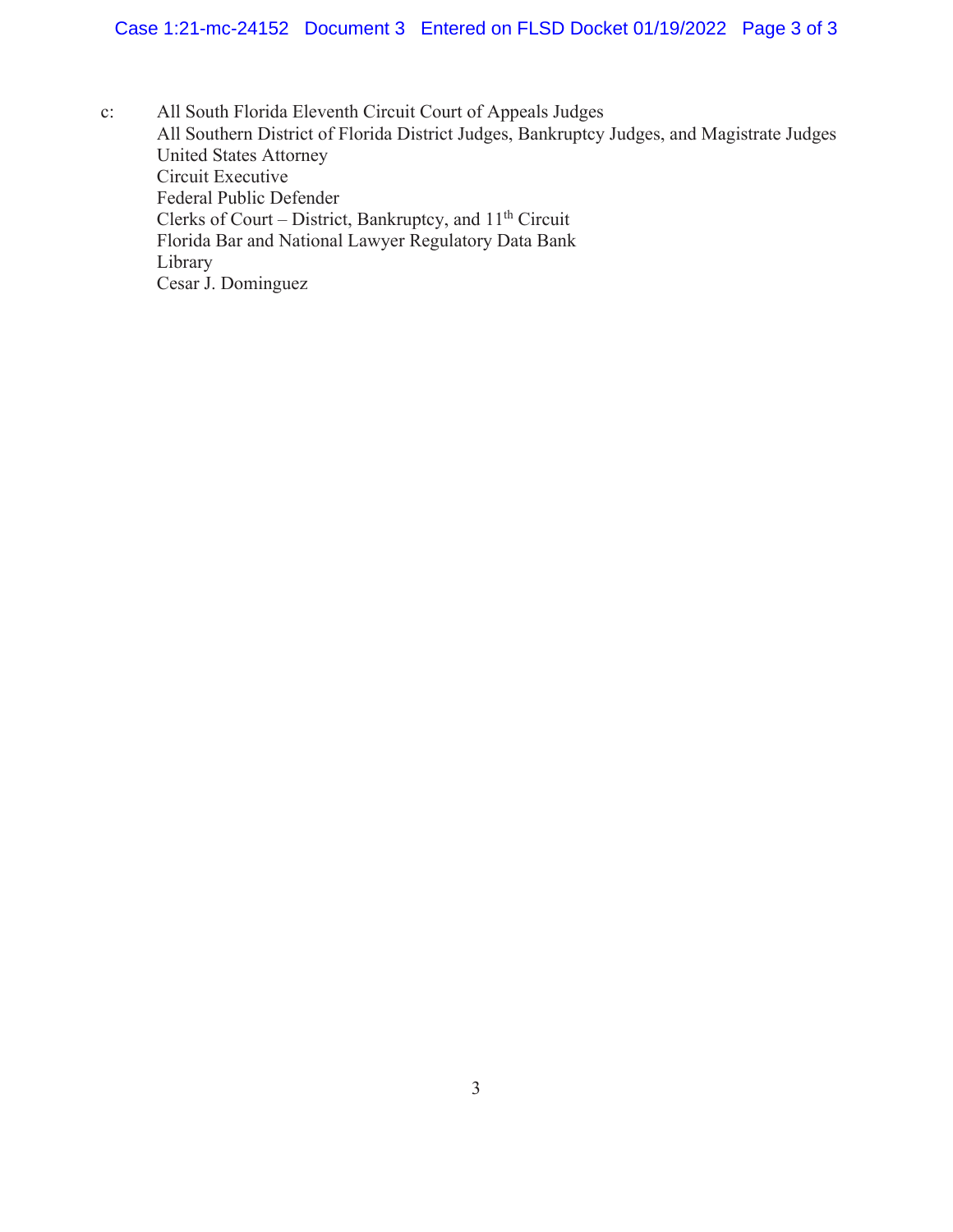c: All South Florida Eleventh Circuit Court of Appeals Judges
All Southern District of Florida District Judges, Bankruptcy Judges, and Magistrate Judges
United States Attorney
Circuit Executive
Federal Public Defender
Clerks of Court – District, Bankruptcy, and 11th Circuit
Florida Bar and National Lawyer Regulatory Data Bank
Library
Cesar J. Dominguez